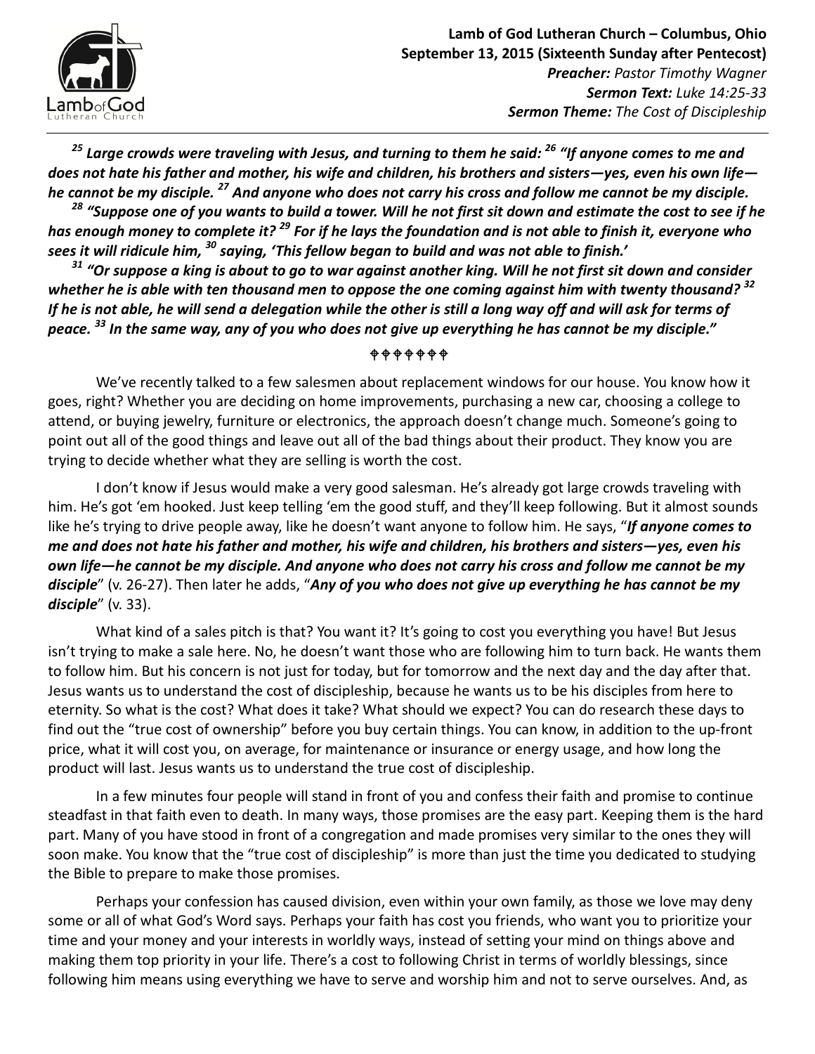**Lamb of God Lutheran Church – Columbus, Ohio**
**September 13, 2015 (Sixteenth Sunday after Pentecost)**
***Preacher:*** *Pastor Timothy Wagner*
***Sermon Text:*** *Luke 14:25-33*
***Sermon Theme:*** *The Cost of Discipleship*

---

***[25] Large crowds were traveling with Jesus, and turning to them he said: [26] "If anyone comes to me and does not hate his father and mother, his wife and children, his brothers and sisters—yes, even his own life—he cannot be my disciple. [27] And anyone who does not carry his cross and follow me cannot be my disciple.***

***[28] "Suppose one of you wants to build a tower. Will he not first sit down and estimate the cost to see if he has enough money to complete it? [29] For if he lays the foundation and is not able to finish it, everyone who sees it will ridicule him, [30] saying, 'This fellow began to build and was not able to finish.'***

***[31] "Or suppose a king is about to go to war against another king. Will he not first sit down and consider whether he is able with ten thousand men to oppose the one coming against him with twenty thousand? [32] If he is not able, he will send a delegation while the other is still a long way off and will ask for terms of peace. [33] In the same way, any of you who does not give up everything he has cannot be my disciple."***

✝✝✝✝✝✝✝

We've recently talked to a few salesmen about replacement windows for our house. You know how it goes, right? Whether you are deciding on home improvements, purchasing a new car, choosing a college to attend, or buying jewelry, furniture or electronics, the approach doesn't change much. Someone's going to point out all of the good things and leave out all of the bad things about their product. They know you are trying to decide whether what they are selling is worth the cost.

I don't know if Jesus would make a very good salesman. He's already got large crowds traveling with him. He's got 'em hooked. Just keep telling 'em the good stuff, and they'll keep following. But it almost sounds like he's trying to drive people away, like he doesn't want anyone to follow him. He says, "***If anyone comes to me and does not hate his father and mother, his wife and children, his brothers and sisters—yes, even his own life—he cannot be my disciple. And anyone who does not carry his cross and follow me cannot be my disciple***" (v. 26-27). Then later he adds, "***Any of you who does not give up everything he has cannot be my disciple***" (v. 33).

What kind of a sales pitch is that? You want it? It's going to cost you everything you have! But Jesus isn't trying to make a sale here. No, he doesn't want those who are following him to turn back. He wants them to follow him. But his concern is not just for today, but for tomorrow and the next day and the day after that. Jesus wants us to understand the cost of discipleship, because he wants us to be his disciples from here to eternity. So what is the cost? What does it take? What should we expect? You can do research these days to find out the "true cost of ownership" before you buy certain things. You can know, in addition to the up-front price, what it will cost you, on average, for maintenance or insurance or energy usage, and how long the product will last. Jesus wants us to understand the true cost of discipleship.

In a few minutes four people will stand in front of you and confess their faith and promise to continue steadfast in that faith even to death. In many ways, those promises are the easy part. Keeping them is the hard part. Many of you have stood in front of a congregation and made promises very similar to the ones they will soon make. You know that the "true cost of discipleship" is more than just the time you dedicated to studying the Bible to prepare to make those promises.

Perhaps your confession has caused division, even within your own family, as those we love may deny some or all of what God's Word says. Perhaps your faith has cost you friends, who want you to prioritize your time and your money and your interests in worldly ways, instead of setting your mind on things above and making them top priority in your life. There's a cost to following Christ in terms of worldly blessings, since following him means using everything we have to serve and worship him and not to serve ourselves. And, as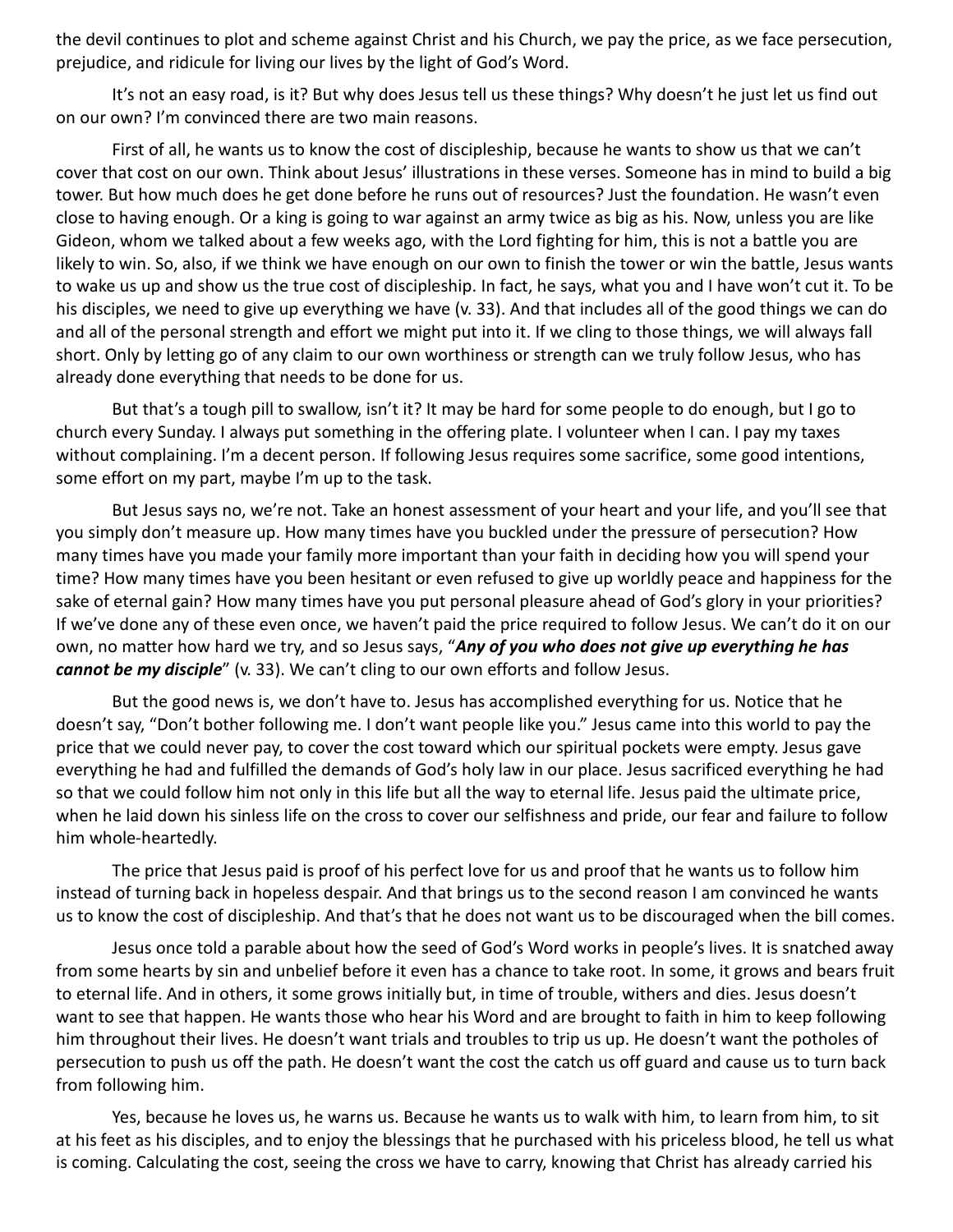the devil continues to plot and scheme against Christ and his Church, we pay the price, as we face persecution, prejudice, and ridicule for living our lives by the light of God's Word.

It's not an easy road, is it? But why does Jesus tell us these things? Why doesn't he just let us find out on our own? I'm convinced there are two main reasons.

First of all, he wants us to know the cost of discipleship, because he wants to show us that we can't cover that cost on our own. Think about Jesus' illustrations in these verses. Someone has in mind to build a big tower. But how much does he get done before he runs out of resources? Just the foundation. He wasn't even close to having enough. Or a king is going to war against an army twice as big as his. Now, unless you are like Gideon, whom we talked about a few weeks ago, with the Lord fighting for him, this is not a battle you are likely to win. So, also, if we think we have enough on our own to finish the tower or win the battle, Jesus wants to wake us up and show us the true cost of discipleship. In fact, he says, what you and I have won't cut it. To be his disciples, we need to give up everything we have (v. 33). And that includes all of the good things we can do and all of the personal strength and effort we might put into it. If we cling to those things, we will always fall short. Only by letting go of any claim to our own worthiness or strength can we truly follow Jesus, who has already done everything that needs to be done for us.

But that's a tough pill to swallow, isn't it? It may be hard for some people to do enough, but I go to church every Sunday. I always put something in the offering plate. I volunteer when I can. I pay my taxes without complaining. I'm a decent person. If following Jesus requires some sacrifice, some good intentions, some effort on my part, maybe I'm up to the task.

But Jesus says no, we're not. Take an honest assessment of your heart and your life, and you'll see that you simply don't measure up. How many times have you buckled under the pressure of persecution? How many times have you made your family more important than your faith in deciding how you will spend your time? How many times have you been hesitant or even refused to give up worldly peace and happiness for the sake of eternal gain? How many times have you put personal pleasure ahead of God's glory in your priorities? If we've done any of these even once, we haven't paid the price required to follow Jesus. We can't do it on our own, no matter how hard we try, and so Jesus says, "***Any of you who does not give up everything he has cannot be my disciple***" (v. 33). We can't cling to our own efforts and follow Jesus.

But the good news is, we don't have to. Jesus has accomplished everything for us. Notice that he doesn't say, "Don't bother following me. I don't want people like you." Jesus came into this world to pay the price that we could never pay, to cover the cost toward which our spiritual pockets were empty. Jesus gave everything he had and fulfilled the demands of God's holy law in our place. Jesus sacrificed everything he had so that we could follow him not only in this life but all the way to eternal life. Jesus paid the ultimate price, when he laid down his sinless life on the cross to cover our selfishness and pride, our fear and failure to follow him whole-heartedly.

The price that Jesus paid is proof of his perfect love for us and proof that he wants us to follow him instead of turning back in hopeless despair. And that brings us to the second reason I am convinced he wants us to know the cost of discipleship. And that's that he does not want us to be discouraged when the bill comes.

Jesus once told a parable about how the seed of God's Word works in people's lives. It is snatched away from some hearts by sin and unbelief before it even has a chance to take root. In some, it grows and bears fruit to eternal life. And in others, it some grows initially but, in time of trouble, withers and dies. Jesus doesn't want to see that happen. He wants those who hear his Word and are brought to faith in him to keep following him throughout their lives. He doesn't want trials and troubles to trip us up. He doesn't want the potholes of persecution to push us off the path. He doesn't want the cost the catch us off guard and cause us to turn back from following him.

Yes, because he loves us, he warns us. Because he wants us to walk with him, to learn from him, to sit at his feet as his disciples, and to enjoy the blessings that he purchased with his priceless blood, he tell us what is coming. Calculating the cost, seeing the cross we have to carry, knowing that Christ has already carried his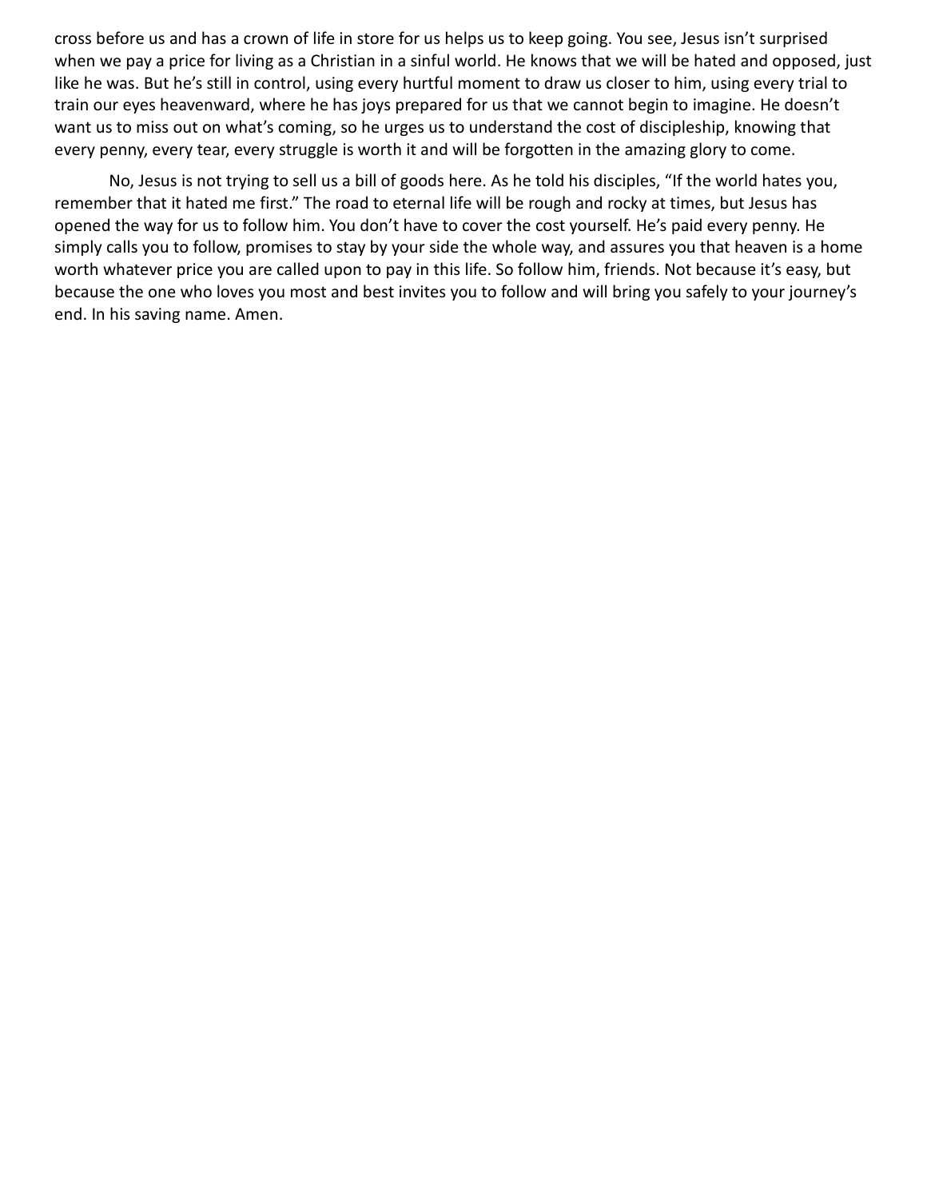cross before us and has a crown of life in store for us helps us to keep going. You see, Jesus isn't surprised when we pay a price for living as a Christian in a sinful world. He knows that we will be hated and opposed, just like he was. But he's still in control, using every hurtful moment to draw us closer to him, using every trial to train our eyes heavenward, where he has joys prepared for us that we cannot begin to imagine. He doesn't want us to miss out on what's coming, so he urges us to understand the cost of discipleship, knowing that every penny, every tear, every struggle is worth it and will be forgotten in the amazing glory to come.

No, Jesus is not trying to sell us a bill of goods here. As he told his disciples, "If the world hates you, remember that it hated me first." The road to eternal life will be rough and rocky at times, but Jesus has opened the way for us to follow him. You don't have to cover the cost yourself. He's paid every penny. He simply calls you to follow, promises to stay by your side the whole way, and assures you that heaven is a home worth whatever price you are called upon to pay in this life. So follow him, friends. Not because it's easy, but because the one who loves you most and best invites you to follow and will bring you safely to your journey's end. In his saving name. Amen.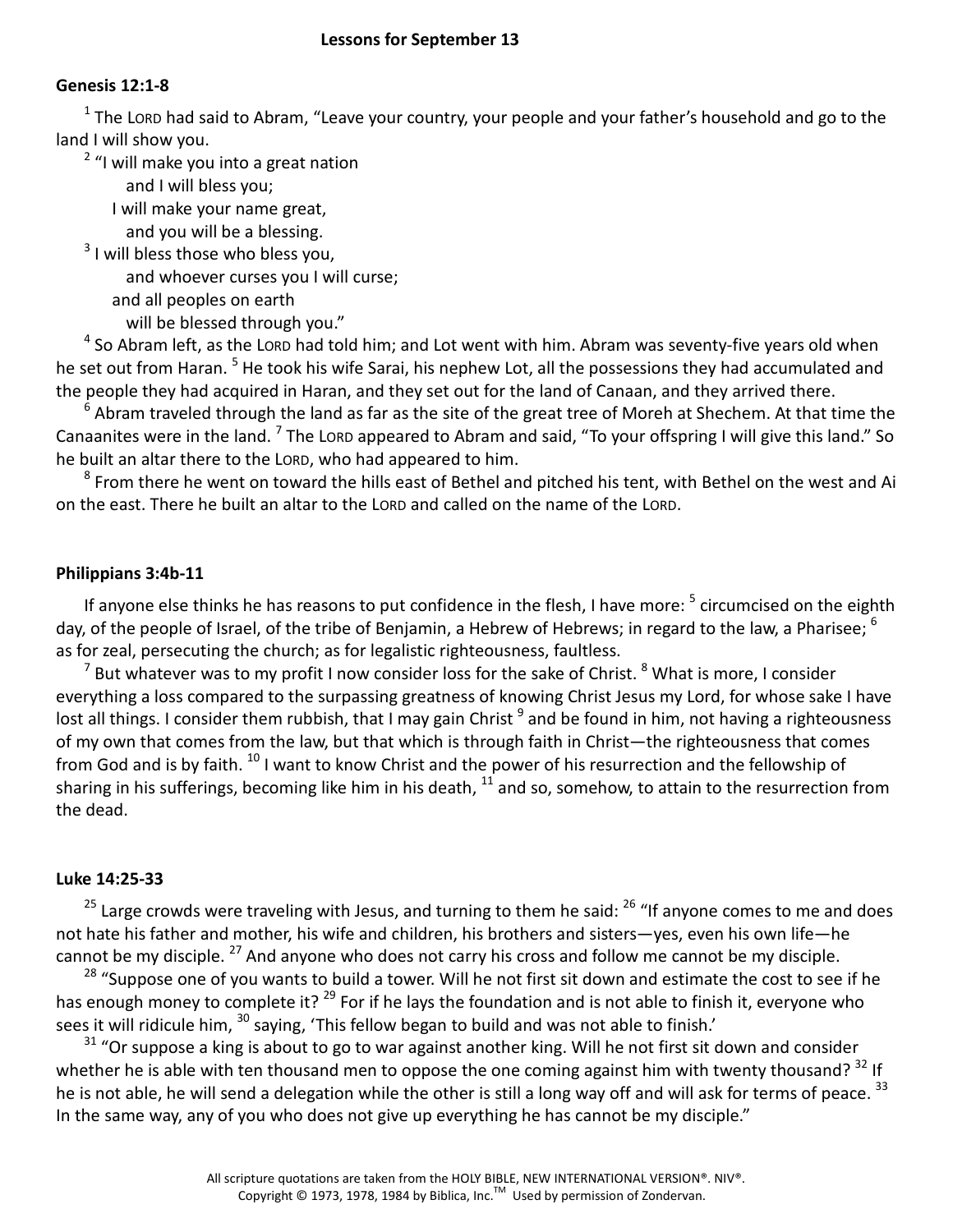# Lessons for September 13

## Genesis 12:1-8

[1] The LORD had said to Abram, “Leave your country, your people and your father’s household and go to the land I will show you.

[2] “I will make you into a great nation
 and I will bless you;
 I will make your name great,
 and you will be a blessing.

[3] I will bless those who bless you,
 and whoever curses you I will curse;
 and all peoples on earth
 will be blessed through you.”

[4] So Abram left, as the LORD had told him; and Lot went with him. Abram was seventy-five years old when he set out from Haran. [5] He took his wife Sarai, his nephew Lot, all the possessions they had accumulated and the people they had acquired in Haran, and they set out for the land of Canaan, and they arrived there.

[6] Abram traveled through the land as far as the site of the great tree of Moreh at Shechem. At that time the Canaanites were in the land. [7] The LORD appeared to Abram and said, “To your offspring I will give this land.” So he built an altar there to the LORD, who had appeared to him.

[8] From there he went on toward the hills east of Bethel and pitched his tent, with Bethel on the west and Ai on the east. There he built an altar to the LORD and called on the name of the LORD.

## Philippians 3:4b-11

If anyone else thinks he has reasons to put confidence in the flesh, I have more: [5] circumcised on the eighth day, of the people of Israel, of the tribe of Benjamin, a Hebrew of Hebrews; in regard to the law, a Pharisee; [6] as for zeal, persecuting the church; as for legalistic righteousness, faultless.

[7] But whatever was to my profit I now consider loss for the sake of Christ. [8] What is more, I consider everything a loss compared to the surpassing greatness of knowing Christ Jesus my Lord, for whose sake I have lost all things. I consider them rubbish, that I may gain Christ [9] and be found in him, not having a righteousness of my own that comes from the law, but that which is through faith in Christ—the righteousness that comes from God and is by faith. [10] I want to know Christ and the power of his resurrection and the fellowship of sharing in his sufferings, becoming like him in his death, [11] and so, somehow, to attain to the resurrection from the dead.

## Luke 14:25-33

[25] Large crowds were traveling with Jesus, and turning to them he said: [26] “If anyone comes to me and does not hate his father and mother, his wife and children, his brothers and sisters—yes, even his own life—he cannot be my disciple. [27] And anyone who does not carry his cross and follow me cannot be my disciple.

[28] “Suppose one of you wants to build a tower. Will he not first sit down and estimate the cost to see if he has enough money to complete it? [29] For if he lays the foundation and is not able to finish it, everyone who sees it will ridicule him, [30] saying, ‘This fellow began to build and was not able to finish.’

[31] “Or suppose a king is about to go to war against another king. Will he not first sit down and consider whether he is able with ten thousand men to oppose the one coming against him with twenty thousand? [32] If he is not able, he will send a delegation while the other is still a long way off and will ask for terms of peace. [33] In the same way, any of you who does not give up everything he has cannot be my disciple.”

All scripture quotations are taken from the HOLY BIBLE, NEW INTERNATIONAL VERSION®. NIV®. Copyright © 1973, 1978, 1984 by Biblica, Inc.™ Used by permission of Zondervan.